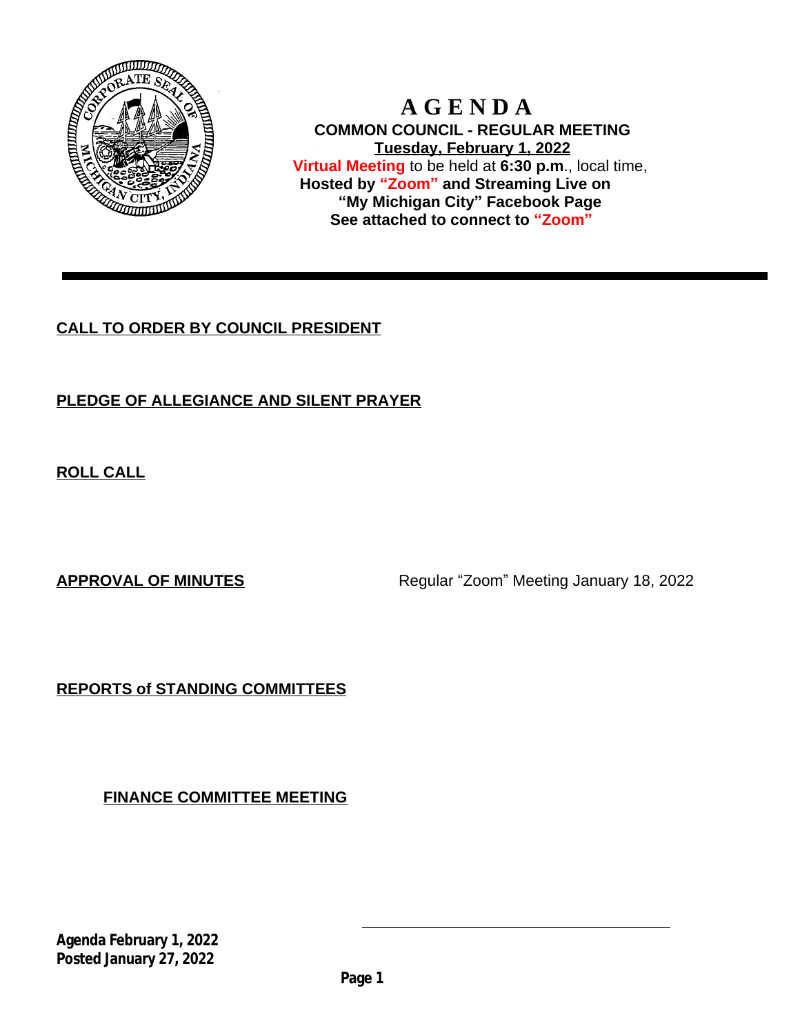# AGENDA

**COMMON COUNCIL - REGULAR MEETING**

**Tuesday, February 1, 2022**

**Virtual Meeting** to be held at **6:30 p.m**., local time,
**Hosted by "Zoom" and Streaming Live on "My Michigan City" Facebook Page**
**See attached to connect to "Zoom"**

---

**CALL TO ORDER BY COUNCIL PRESIDENT**

**PLEDGE OF ALLEGIANCE AND SILENT PRAYER**

**ROLL CALL**

**APPROVAL OF MINUTES** Regular "Zoom" Meeting January 18, 2022

**REPORTS of STANDING COMMITTEES**

**FINANCE COMMITTEE MEETING**

**Agenda February 1, 2022**
**Posted January 27, 2022**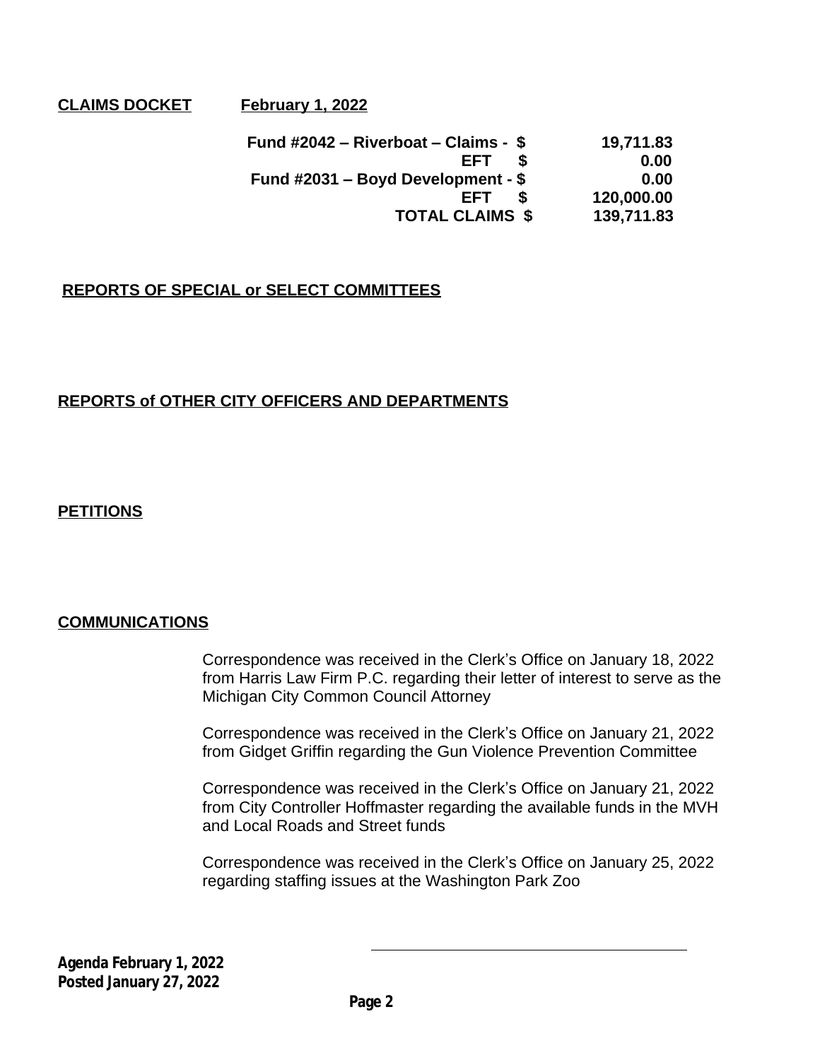**CLAIMS DOCKET February 1, 2022**

| | | |
|---|---|---|
| **Fund #2042 – Riverboat – Claims -** | **$** | **19,711.83** |
| **EFT** | **$** | **0.00** |
| **Fund #2031 – Boyd Development -** | **$** | **0.00** |
| **EFT** | **$** | **120,000.00** |
| **TOTAL CLAIMS** | **$** | **139,711.83** |

**REPORTS OF SPECIAL or SELECT COMMITTEES**

**REPORTS of OTHER CITY OFFICERS AND DEPARTMENTS**

**PETITIONS**

**COMMUNICATIONS**

Correspondence was received in the Clerk's Office on January 18, 2022 from Harris Law Firm P.C. regarding their letter of interest to serve as the Michigan City Common Council Attorney

Correspondence was received in the Clerk's Office on January 21, 2022 from Gidget Griffin regarding the Gun Violence Prevention Committee

Correspondence was received in the Clerk's Office on January 21, 2022 from City Controller Hoffmaster regarding the available funds in the MVH and Local Roads and Street funds

Correspondence was received in the Clerk's Office on January 25, 2022 regarding staffing issues at the Washington Park Zoo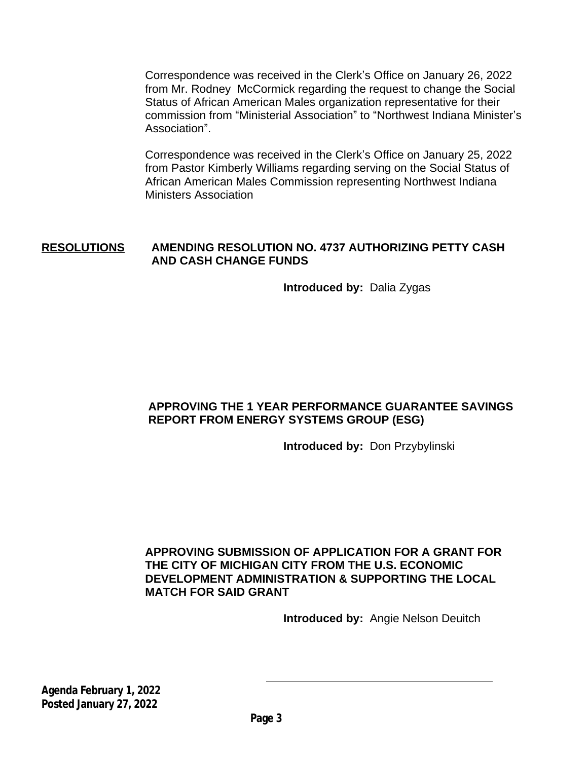Correspondence was received in the Clerk's Office on January 26, 2022 from Mr. Rodney McCormick regarding the request to change the Social Status of African American Males organization representative for their commission from "Ministerial Association" to "Northwest Indiana Minister's Association".

Correspondence was received in the Clerk's Office on January 25, 2022 from Pastor Kimberly Williams regarding serving on the Social Status of African American Males Commission representing Northwest Indiana Ministers Association

## RESOLUTIONS

**AMENDING RESOLUTION NO. 4737 AUTHORIZING PETTY CASH AND CASH CHANGE FUNDS**

**Introduced by:** Dalia Zygas

**APPROVING THE 1 YEAR PERFORMANCE GUARANTEE SAVINGS REPORT FROM ENERGY SYSTEMS GROUP (ESG)**

**Introduced by:** Don Przybylinski

**APPROVING SUBMISSION OF APPLICATION FOR A GRANT FOR THE CITY OF MICHIGAN CITY FROM THE U.S. ECONOMIC DEVELOPMENT ADMINISTRATION & SUPPORTING THE LOCAL MATCH FOR SAID GRANT**

**Introduced by:** Angie Nelson Deuitch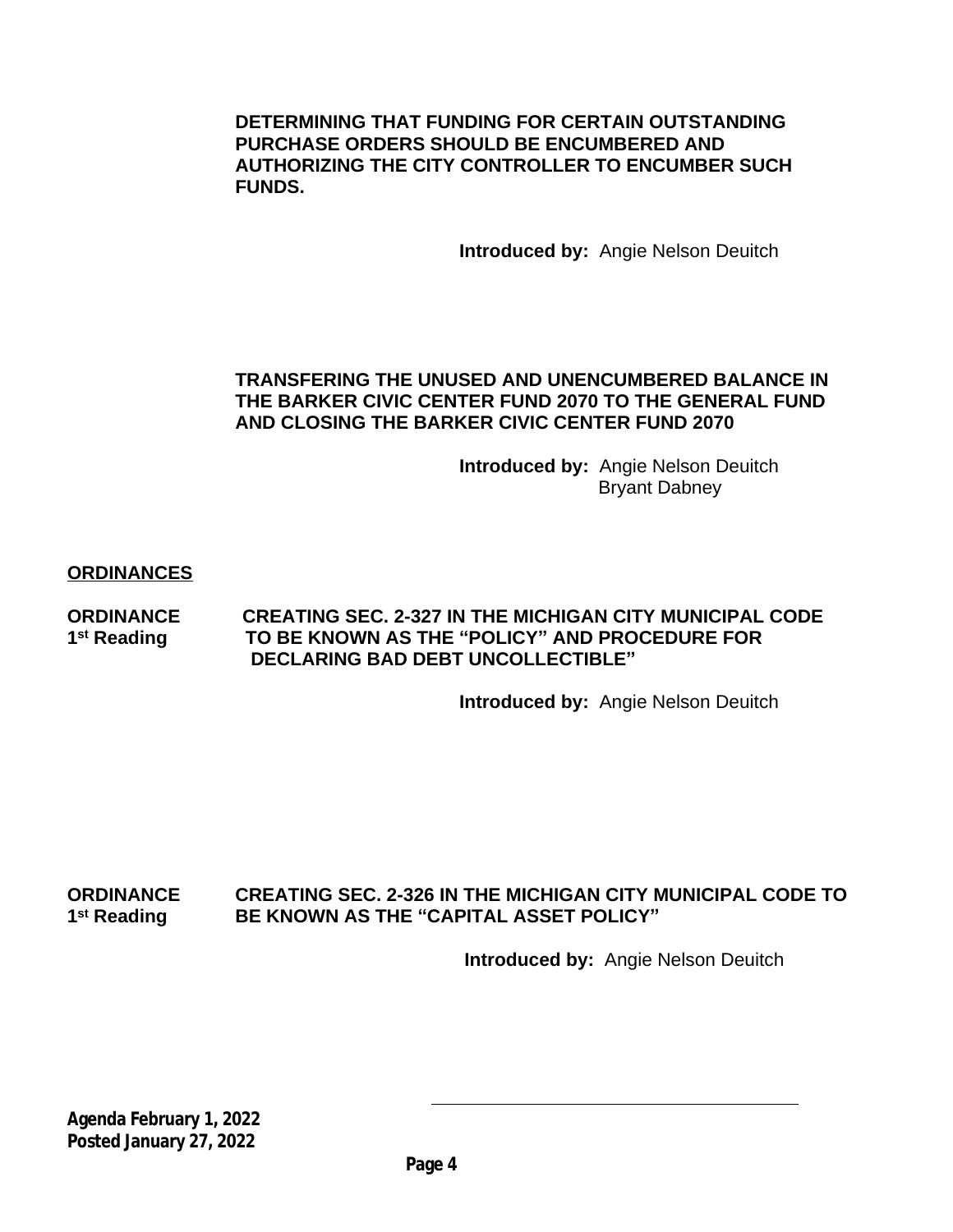**DETERMINING THAT FUNDING FOR CERTAIN OUTSTANDING PURCHASE ORDERS SHOULD BE ENCUMBERED AND AUTHORIZING THE CITY CONTROLLER TO ENCUMBER SUCH FUNDS.**

**Introduced by:** Angie Nelson Deuitch

**TRANSFERING THE UNUSED AND UNENCUMBERED BALANCE IN THE BARKER CIVIC CENTER FUND 2070 TO THE GENERAL FUND AND CLOSING THE BARKER CIVIC CENTER FUND 2070**

**Introduced by:** Angie Nelson Deuitch
Bryant Dabney

## ORDINANCES

**ORDINANCE 1st Reading** — **CREATING SEC. 2-327 IN THE MICHIGAN CITY MUNICIPAL CODE TO BE KNOWN AS THE "POLICY" AND PROCEDURE FOR DECLARING BAD DEBT UNCOLLECTIBLE"**

**Introduced by:** Angie Nelson Deuitch

**ORDINANCE 1st Reading** — **CREATING SEC. 2-326 IN THE MICHIGAN CITY MUNICIPAL CODE TO BE KNOWN AS THE "CAPITAL ASSET POLICY"**

**Introduced by:** Angie Nelson Deuitch

***Agenda February 1, 2022***
***Posted January 27, 2022***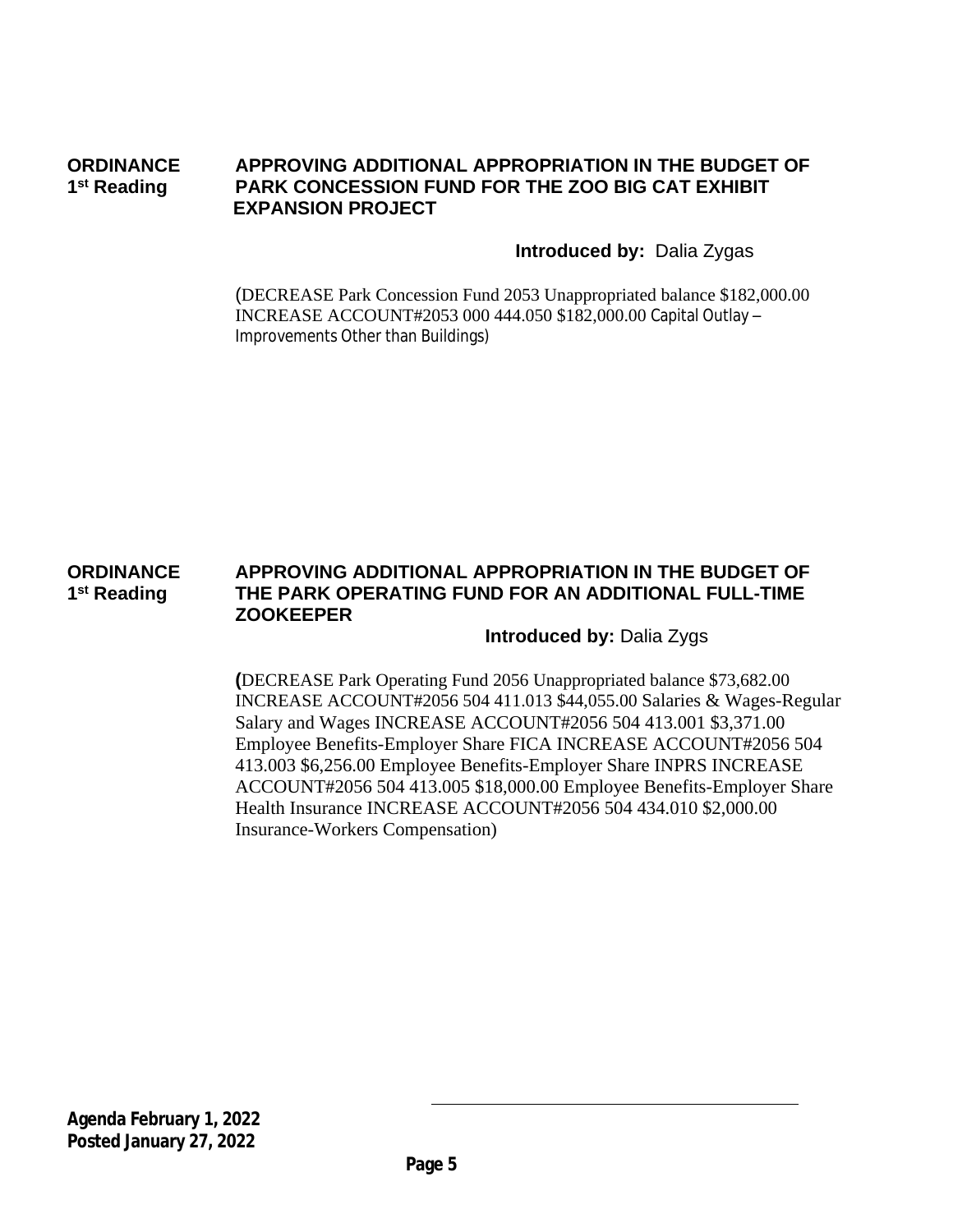**ORDINANCE 1st Reading**

**APPROVING ADDITIONAL APPROPRIATION IN THE BUDGET OF PARK CONCESSION FUND FOR THE ZOO BIG CAT EXHIBIT EXPANSION PROJECT**

**Introduced by:** Dalia Zygas

(DECREASE Park Concession Fund 2053 Unappropriated balance $182,000.00 INCREASE ACCOUNT#2053 000 444.050 $182,000.00 Capital Outlay – Improvements Other than Buildings)

**ORDINANCE 1st Reading**

**APPROVING ADDITIONAL APPROPRIATION IN THE BUDGET OF THE PARK OPERATING FUND FOR AN ADDITIONAL FULL-TIME ZOOKEEPER**

**Introduced by:** Dalia Zygs

(DECREASE Park Operating Fund 2056 Unappropriated balance $73,682.00 INCREASE ACCOUNT#2056 504 411.013 $44,055.00 Salaries & Wages-Regular Salary and Wages INCREASE ACCOUNT#2056 504 413.001 $3,371.00 Employee Benefits-Employer Share FICA INCREASE ACCOUNT#2056 504 413.003 $6,256.00 Employee Benefits-Employer Share INPRS INCREASE ACCOUNT#2056 504 413.005 $18,000.00 Employee Benefits-Employer Share Health Insurance INCREASE ACCOUNT#2056 504 434.010 $2,000.00 Insurance-Workers Compensation)

**Agenda February 1, 2022**
**Posted January 27, 2022**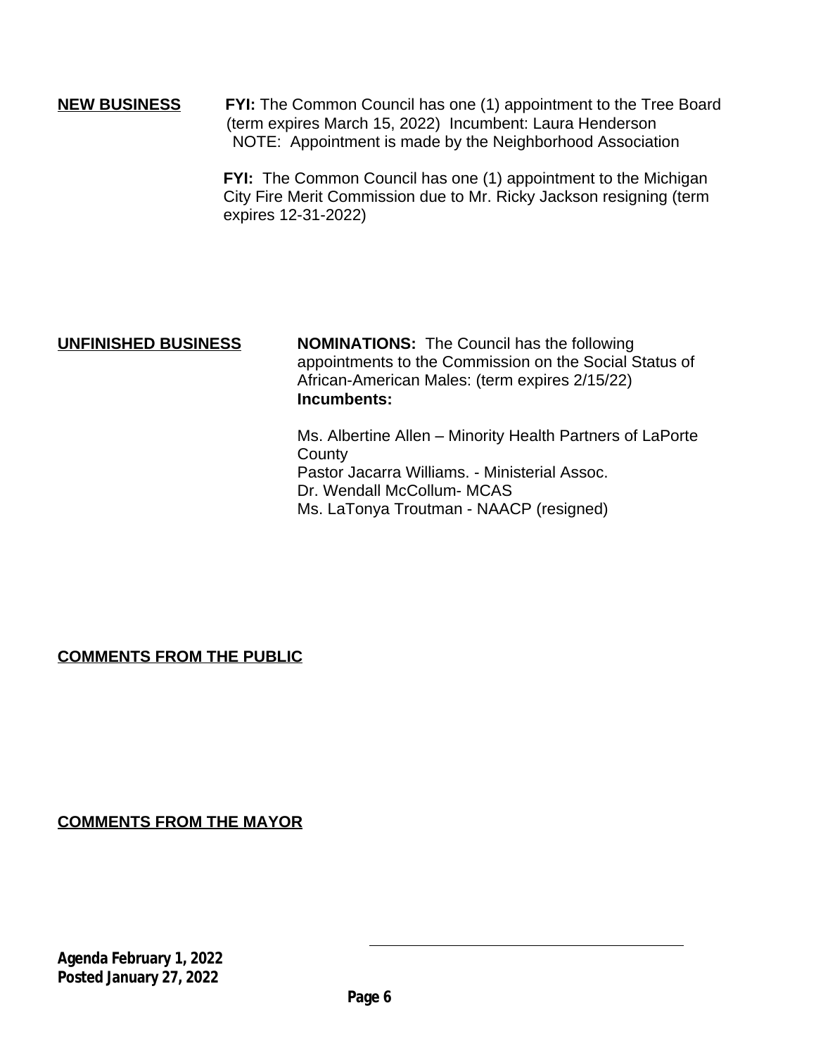**NEW BUSINESS**

**FYI:** The Common Council has one (1) appointment to the Tree Board (term expires March 15, 2022) Incumbent: Laura Henderson
NOTE: Appointment is made by the Neighborhood Association

**FYI:** The Common Council has one (1) appointment to the Michigan City Fire Merit Commission due to Mr. Ricky Jackson resigning (term expires 12-31-2022)

**UNFINISHED BUSINESS**

**NOMINATIONS:** The Council has the following appointments to the Commission on the Social Status of African-American Males: (term expires 2/15/22)
**Incumbents:**

Ms. Albertine Allen – Minority Health Partners of LaPorte County
Pastor Jacarra Williams. - Ministerial Assoc.
Dr. Wendall McCollum- MCAS
Ms. LaTonya Troutman - NAACP (resigned)

**COMMENTS FROM THE PUBLIC**

**COMMENTS FROM THE MAYOR**

**Agenda February 1, 2022**
**Posted January 27, 2022**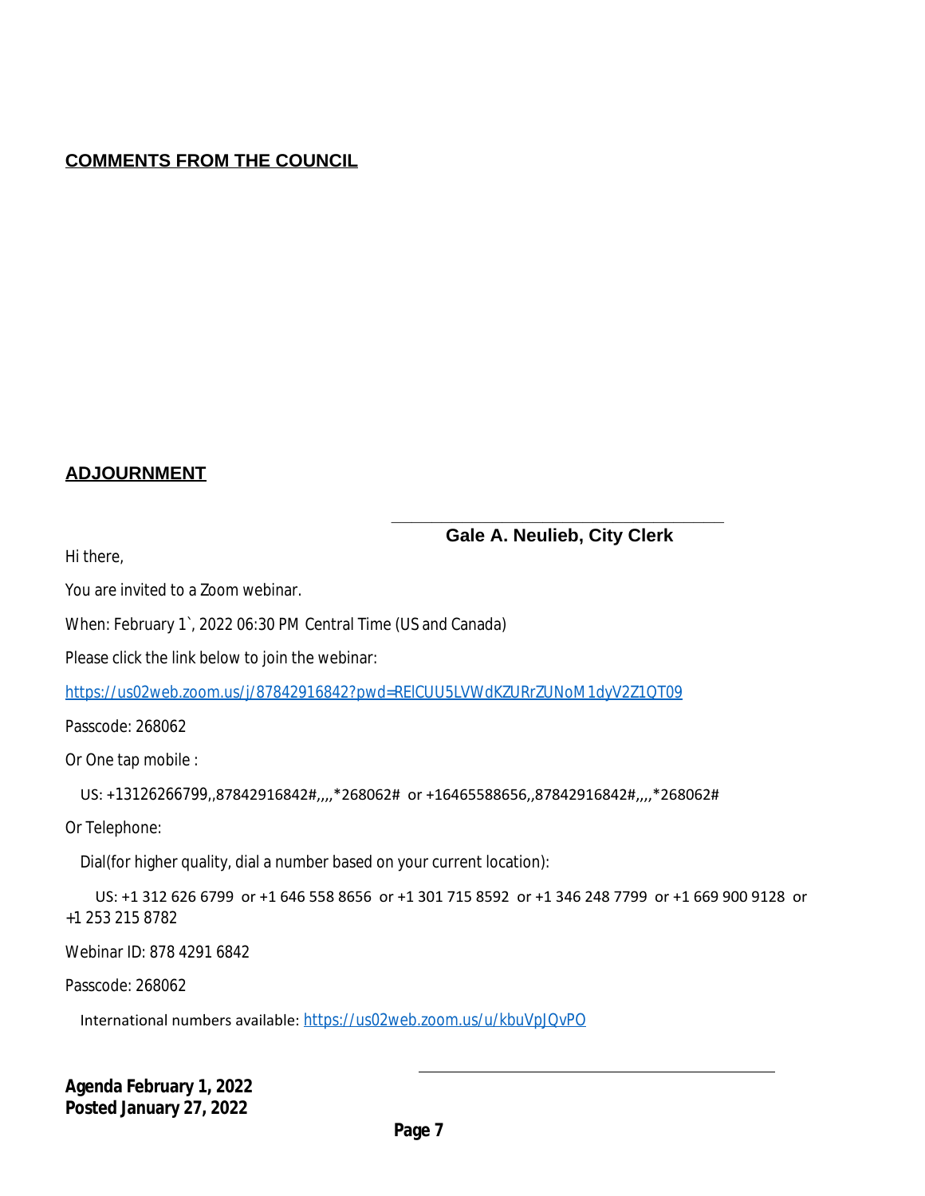## COMMENTS FROM THE COUNCIL

## ADJOURNMENT

\_\_\_\_\_\_\_\_\_\_\_\_\_\_\_\_\_\_\_\_\_\_\_\_\_\_\_\_\_\_\_\_\_\_\_\_\_\_\_\_

**Gale A. Neulieb, City Clerk**

Hi there,

You are invited to a Zoom webinar.

When: February 1`, 2022 06:30 PM Central Time (US and Canada)

Please click the link below to join the webinar:

https://us02web.zoom.us/j/87842916842?pwd=RElCUU5LVWdKZURrZUNoM1dyV2Z1QT09

Passcode: 268062

Or One tap mobile :

US: +13126266799,,87842916842#,,,,*268062# or +16465588656,,87842916842#,,,,*268062#

Or Telephone:

Dial(for higher quality, dial a number based on your current location):

US: +1 312 626 6799 or +1 646 558 8656 or +1 301 715 8592 or +1 346 248 7799 or +1 669 900 9128 or +1 253 215 8782

Webinar ID: 878 4291 6842

Passcode: 268062

International numbers available: https://us02web.zoom.us/u/kbuVpJQvPO

**Agenda February 1, 2022**
**Posted January 27, 2022**